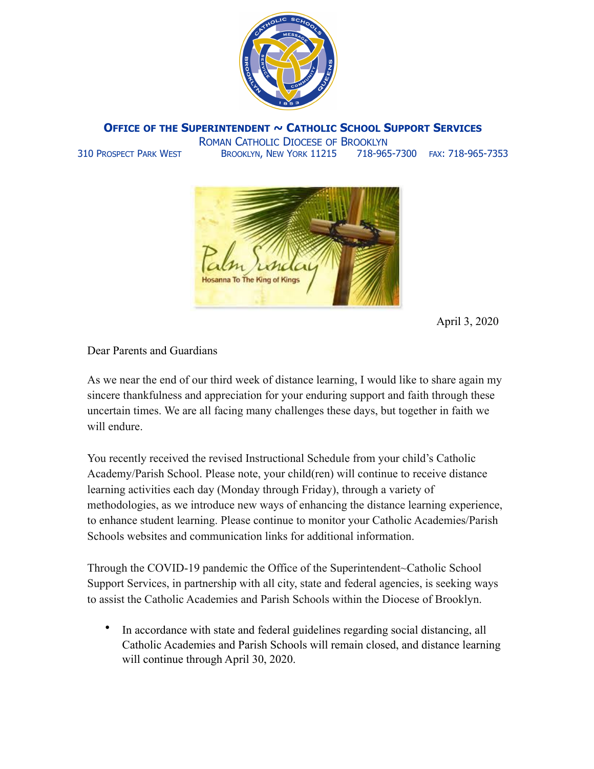**Office of the Superintendent ~ Catholic School Support Services**

Roman Catholic Diocese of Brooklyn

310 Prospect Park West Brooklyn, New York 11215 718-965-7300 fax: 718-965-7353

April 3, 2020

Dear Parents and Guardians

As we near the end of our third week of distance learning, I would like to share again my sincere thankfulness and appreciation for your enduring support and faith through these uncertain times. We are all facing many challenges these days, but together in faith we will endure.

You recently received the revised Instructional Schedule from your child's Catholic Academy/Parish School. Please note, your child(ren) will continue to receive distance learning activities each day (Monday through Friday), through a variety of methodologies, as we introduce new ways of enhancing the distance learning experience, to enhance student learning. Please continue to monitor your Catholic Academies/Parish Schools websites and communication links for additional information.

Through the COVID-19 pandemic the Office of the Superintendent~Catholic School Support Services, in partnership with all city, state and federal agencies, is seeking ways to assist the Catholic Academies and Parish Schools within the Diocese of Brooklyn.

- In accordance with state and federal guidelines regarding social distancing, all Catholic Academies and Parish Schools will remain closed, and distance learning will continue through April 30, 2020.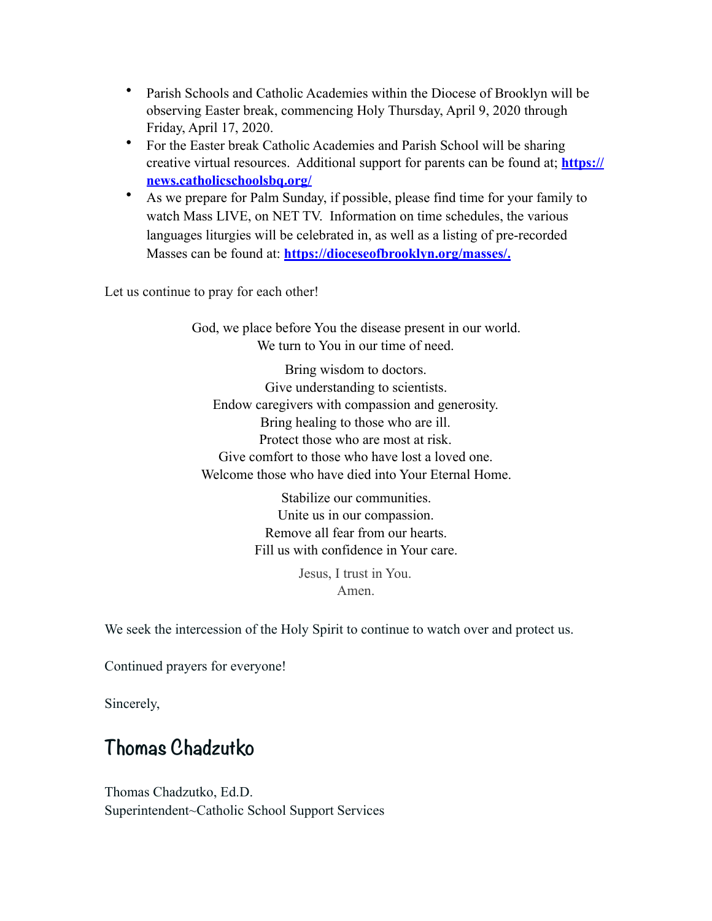- Parish Schools and Catholic Academies within the Diocese of Brooklyn will be observing Easter break, commencing Holy Thursday, April 9, 2020 through Friday, April 17, 2020.
- For the Easter break Catholic Academies and Parish School will be sharing creative virtual resources. Additional support for parents can be found at; **https://news.catholicschoolsbq.org/**
- As we prepare for Palm Sunday, if possible, please find time for your family to watch Mass LIVE, on NET TV. Information on time schedules, the various languages liturgies will be celebrated in, as well as a listing of pre-recorded Masses can be found at: **https://dioceseofbrooklyn.org/masses/.**

Let us continue to pray for each other!

God, we place before You the disease present in our world.
We turn to You in our time of need.

Bring wisdom to doctors.
Give understanding to scientists.
Endow caregivers with compassion and generosity.
Bring healing to those who are ill.
Protect those who are most at risk.
Give comfort to those who have lost a loved one.
Welcome those who have died into Your Eternal Home.

Stabilize our communities.
Unite us in our compassion.
Remove all fear from our hearts.
Fill us with confidence in Your care.

Jesus, I trust in You.
Amen.

We seek the intercession of the Holy Spirit to continue to watch over and protect us.

Continued prayers for everyone!

Sincerely,

Thomas Chadzutko

Thomas Chadzutko, Ed.D.
Superintendent~Catholic School Support Services